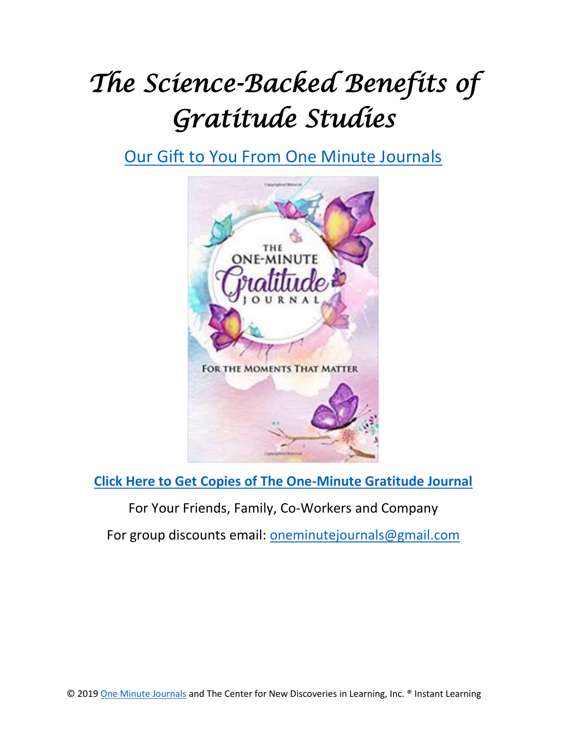# *The Science-Backed Benefits of Gratitude Studies*

[Our Gift to You From One Minute Journals]

**[Click Here to Get Copies of The One-Minute Gratitude Journal]**

For Your Friends, Family, Co-Workers and Company

For group discounts email: oneminutejournals@gmail.com

© 2019 One Minute Journals and The Center for New Discoveries in Learning, Inc. ® Instant Learning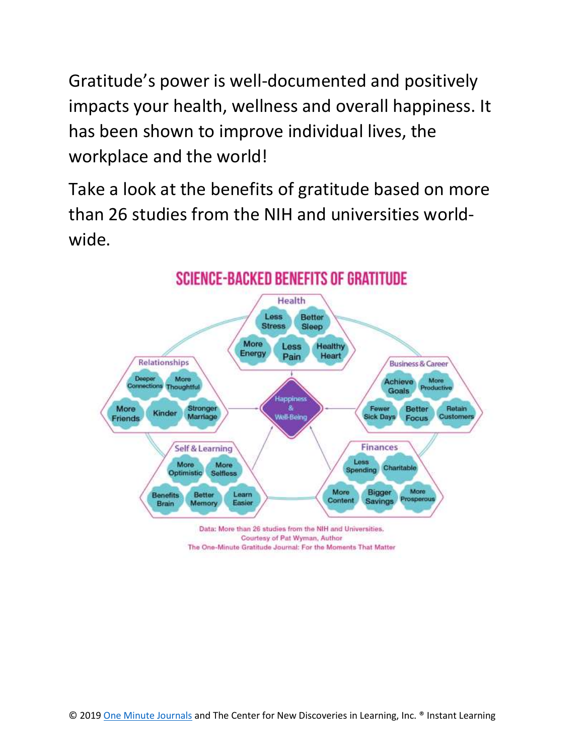Gratitude's power is well-documented and positively impacts your health, wellness and overall happiness. It has been shown to improve individual lives, the workplace and the world!

Take a look at the benefits of gratitude based on more than 26 studies from the NIH and universities world-wide.

## SCIENCE-BACKED BENEFITS OF GRATITUDE

**Health**
- Less Stress
- Better Sleep
- More Energy
- Less Pain
- Healthy Heart

**Relationships**
- Deeper Connections
- More Thoughtful
- More Friends
- Kinder
- Stronger Marriage

**Business & Career**
- Achieve Goals
- More Productive
- Fewer Sick Days
- Better Focus
- Retain Customers

**Happiness & Well-Being**

**Self & Learning**
- More Optimistic
- More Selfless
- Benefits Brain
- Better Memory
- Learn Easier

**Finances**
- Less Spending
- Charitable
- More Content
- Bigger Savings
- More Prosperous

Data: More than 26 studies from the NIH and Universities.
Courtesy of Pat Wyman, Author
The One-Minute Gratitude Journal: For the Moments That Matter

© 2019 One Minute Journals and The Center for New Discoveries in Learning, Inc. ® Instant Learning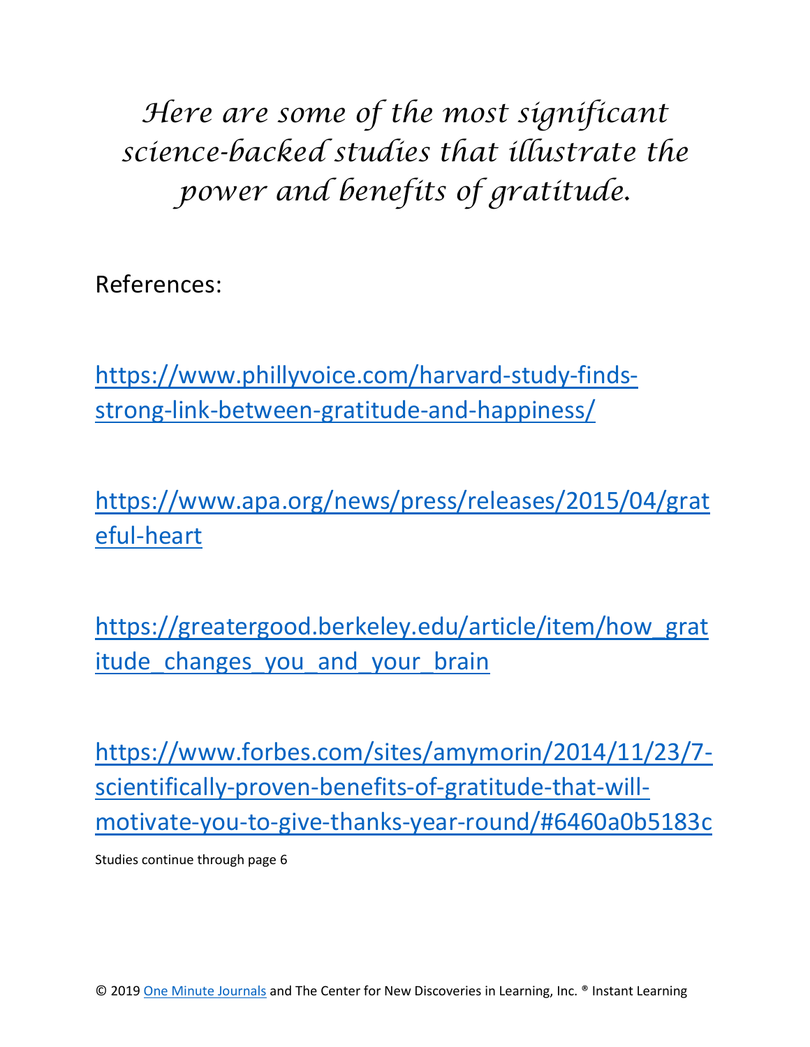*Here are some of the most significant science-backed studies that illustrate the power and benefits of gratitude.*

References:

https://www.phillyvoice.com/harvard-study-finds-strong-link-between-gratitude-and-happiness/

https://www.apa.org/news/press/releases/2015/04/grateful-heart

https://greatergood.berkeley.edu/article/item/how_gratitude_changes_you_and_your_brain

https://www.forbes.com/sites/amymorin/2014/11/23/7-scientifically-proven-benefits-of-gratitude-that-will-motivate-you-to-give-thanks-year-round/#6460a0b5183c

Studies continue through page 6

© 2019 One Minute Journals and The Center for New Discoveries in Learning, Inc. ® Instant Learning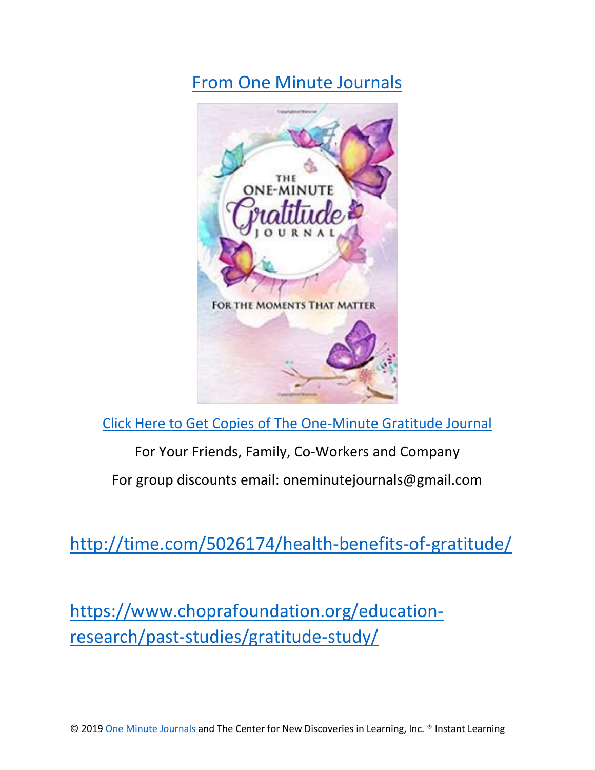[From One Minute Journals]

[Click Here to Get Copies of The One-Minute Gratitude Journal]

For Your Friends, Family, Co-Workers and Company

For group discounts email: oneminutejournals@gmail.com

http://time.com/5026174/health-benefits-of-gratitude/

https://www.choprafoundation.org/education-research/past-studies/gratitude-study/

© 2019 [One Minute Journals] and The Center for New Discoveries in Learning, Inc. ® Instant Learning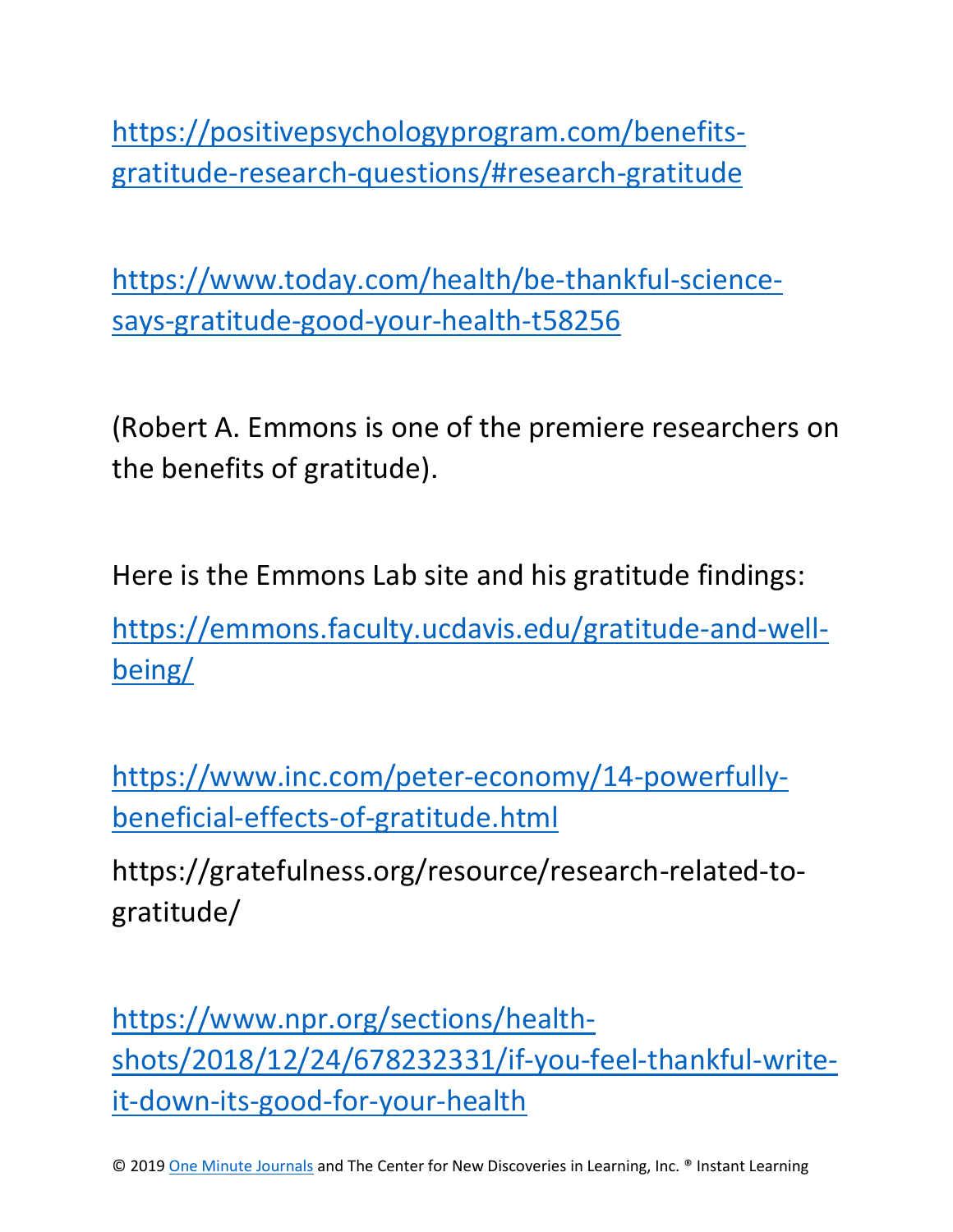https://positivepsychologyprogram.com/benefits-gratitude-research-questions/#research-gratitude

https://www.today.com/health/be-thankful-science-says-gratitude-good-your-health-t58256

(Robert A. Emmons is one of the premiere researchers on the benefits of gratitude).

Here is the Emmons Lab site and his gratitude findings:

https://emmons.faculty.ucdavis.edu/gratitude-and-well-being/

https://www.inc.com/peter-economy/14-powerfully-beneficial-effects-of-gratitude.html

https://gratefulness.org/resource/research-related-to-gratitude/

https://www.npr.org/sections/health-shots/2018/12/24/678232331/if-you-feel-thankful-write-it-down-its-good-for-your-health

© 2019 One Minute Journals and The Center for New Discoveries in Learning, Inc. ® Instant Learning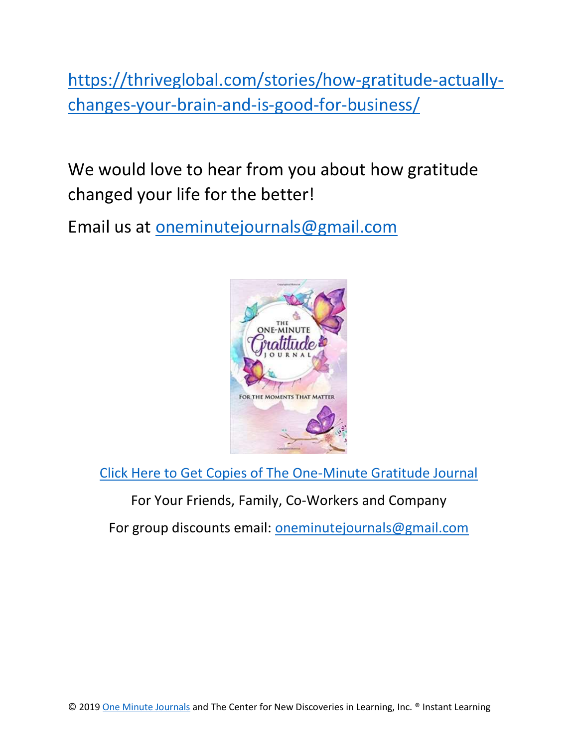https://thriveglobal.com/stories/how-gratitude-actually-changes-your-brain-and-is-good-for-business/

We would love to hear from you about how gratitude changed your life for the better!

Email us at oneminutejournals@gmail.com

Click Here to Get Copies of The One-Minute Gratitude Journal

For Your Friends, Family, Co-Workers and Company

For group discounts email: oneminutejournals@gmail.com

© 2019 One Minute Journals and The Center for New Discoveries in Learning, Inc. ® Instant Learning